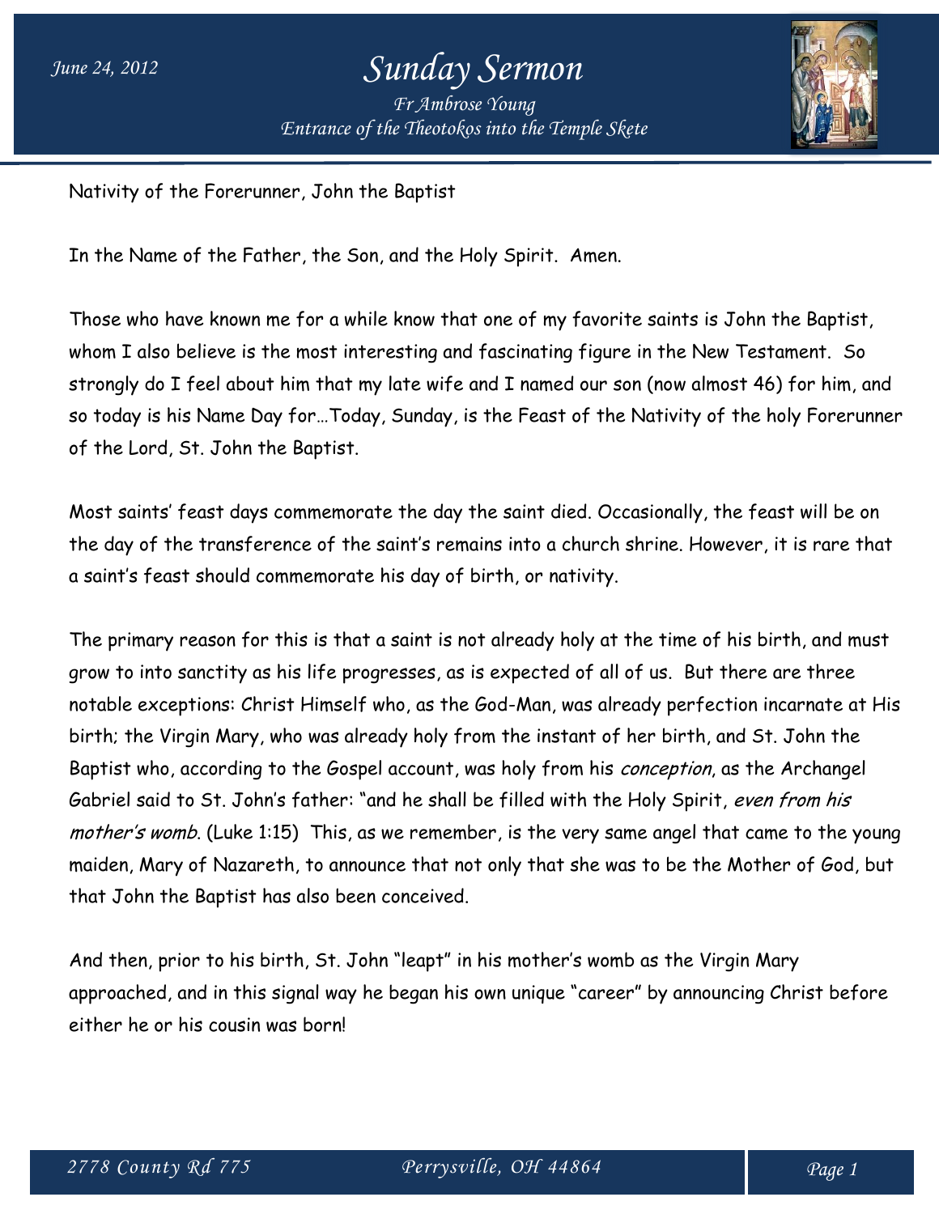# Sunday Sermon

*June 24, 2012*

*Fr Ambrose Young*
*Entrance of the Theotokos into the Temple Skete*

Nativity of the Forerunner, John the Baptist

In the Name of the Father, the Son, and the Holy Spirit. Amen.

Those who have known me for a while know that one of my favorite saints is John the Baptist, whom I also believe is the most interesting and fascinating figure in the New Testament. So strongly do I feel about him that my late wife and I named our son (now almost 46) for him, and so today is his Name Day for…Today, Sunday, is the Feast of the Nativity of the holy Forerunner of the Lord, St. John the Baptist.

Most saints' feast days commemorate the day the saint died. Occasionally, the feast will be on the day of the transference of the saint's remains into a church shrine. However, it is rare that a saint's feast should commemorate his day of birth, or nativity.

The primary reason for this is that a saint is not already holy at the time of his birth, and must grow to into sanctity as his life progresses, as is expected of all of us. But there are three notable exceptions: Christ Himself who, as the God-Man, was already perfection incarnate at His birth; the Virgin Mary, who was already holy from the instant of her birth, and St. John the Baptist who, according to the Gospel account, was holy from his *conception*, as the Archangel Gabriel said to St. John's father: "and he shall be filled with the Holy Spirit, *even from his mother's womb*. (Luke 1:15) This, as we remember, is the very same angel that came to the young maiden, Mary of Nazareth, to announce that not only that she was to be the Mother of God, but that John the Baptist has also been conceived.

And then, prior to his birth, St. John "leapt" in his mother's womb as the Virgin Mary approached, and in this signal way he began his own unique "career" by announcing Christ before either he or his cousin was born!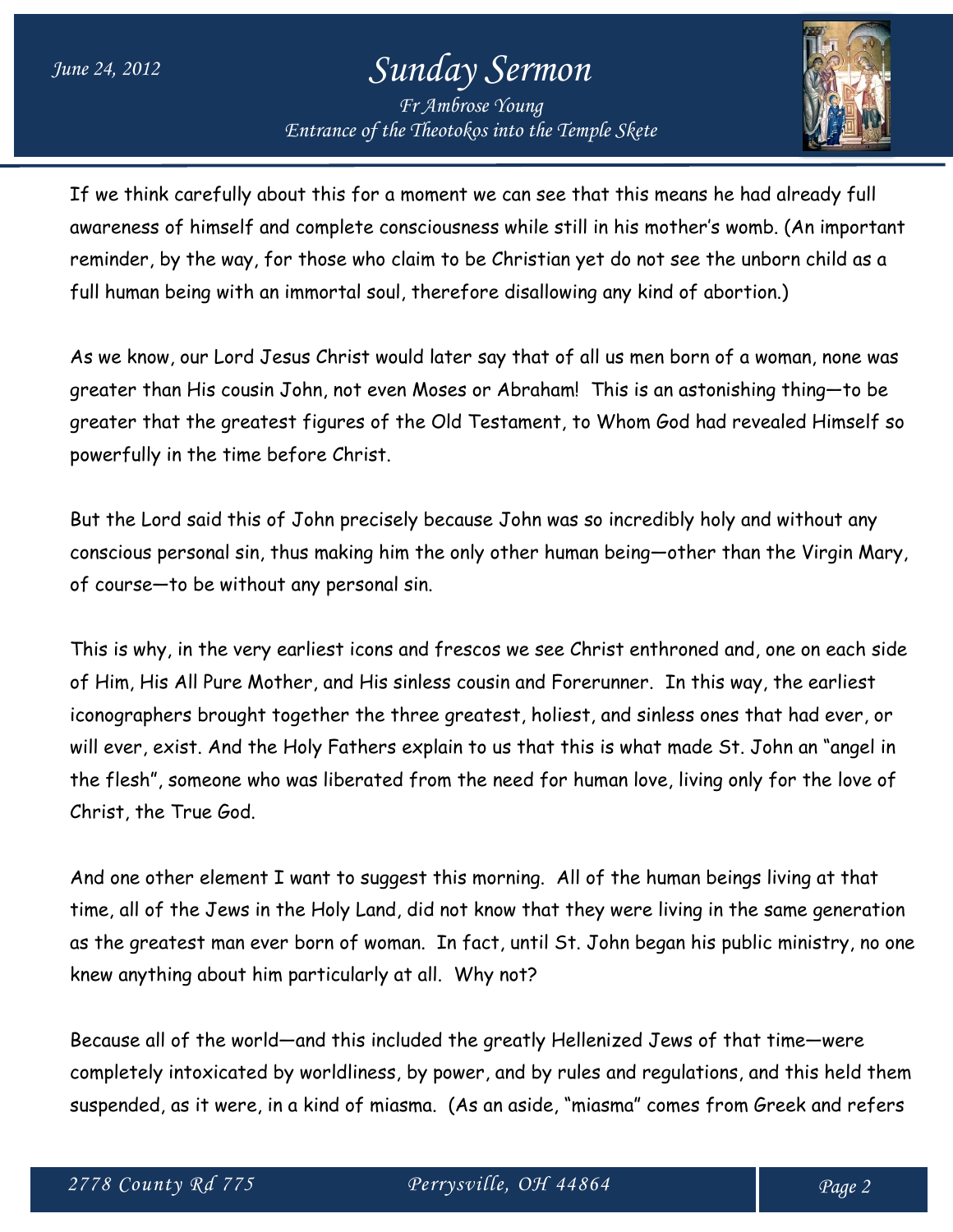If we think carefully about this for a moment we can see that this means he had already full awareness of himself and complete consciousness while still in his mother's womb. (An important reminder, by the way, for those who claim to be Christian yet do not see the unborn child as a full human being with an immortal soul, therefore disallowing any kind of abortion.)

As we know, our Lord Jesus Christ would later say that of all us men born of a woman, none was greater than His cousin John, not even Moses or Abraham! This is an astonishing thing—to be greater that the greatest figures of the Old Testament, to Whom God had revealed Himself so powerfully in the time before Christ.

But the Lord said this of John precisely because John was so incredibly holy and without any conscious personal sin, thus making him the only other human being—other than the Virgin Mary, of course—to be without any personal sin.

This is why, in the very earliest icons and frescos we see Christ enthroned and, one on each side of Him, His All Pure Mother, and His sinless cousin and Forerunner. In this way, the earliest iconographers brought together the three greatest, holiest, and sinless ones that had ever, or will ever, exist. And the Holy Fathers explain to us that this is what made St. John an "angel in the flesh", someone who was liberated from the need for human love, living only for the love of Christ, the True God.

And one other element I want to suggest this morning. All of the human beings living at that time, all of the Jews in the Holy Land, did not know that they were living in the same generation as the greatest man ever born of woman. In fact, until St. John began his public ministry, no one knew anything about him particularly at all. Why not?

Because all of the world—and this included the greatly Hellenized Jews of that time—were completely intoxicated by worldliness, by power, and by rules and regulations, and this held them suspended, as it were, in a kind of miasma. (As an aside, "miasma" comes from Greek and refers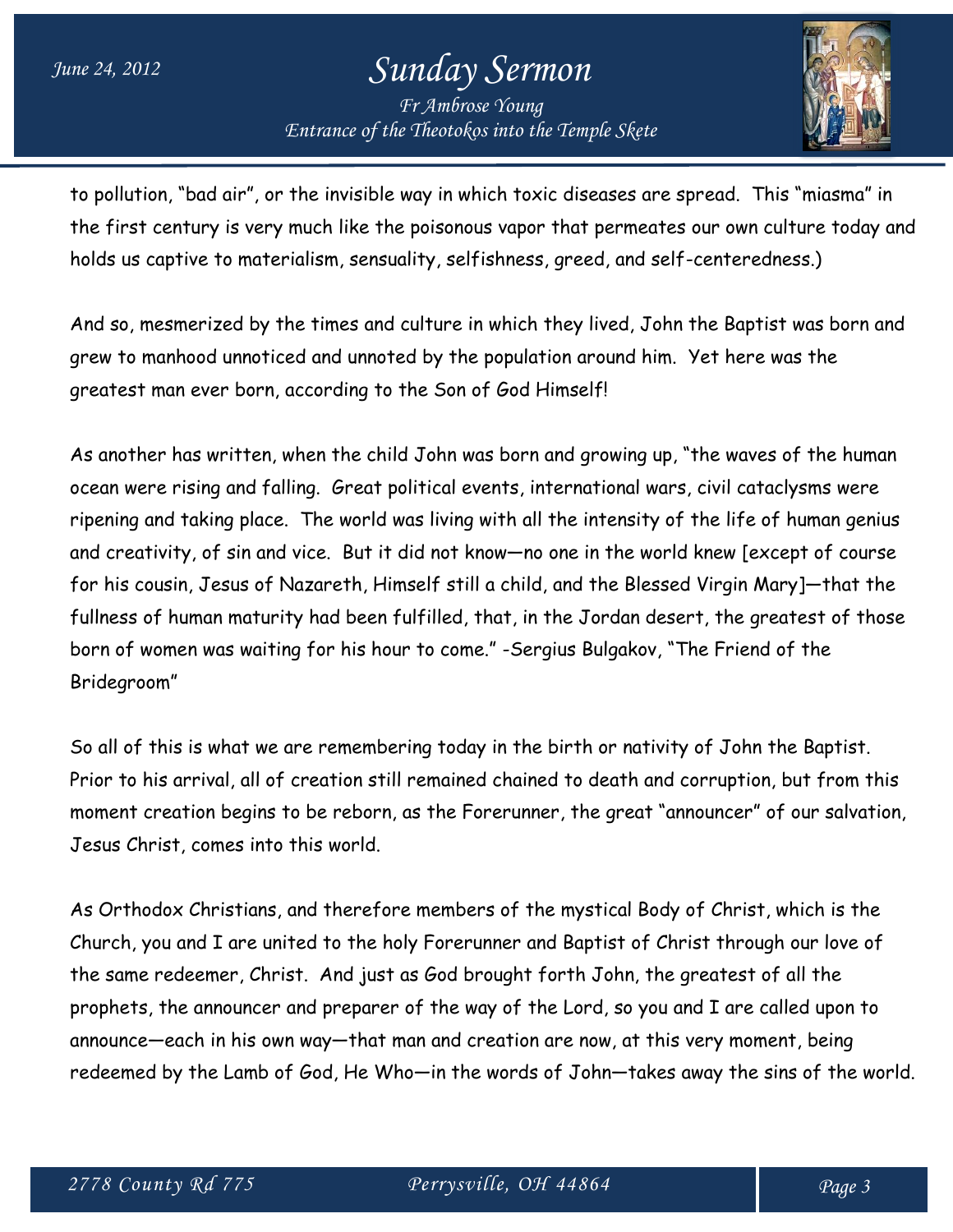to pollution, "bad air", or the invisible way in which toxic diseases are spread. This "miasma" in the first century is very much like the poisonous vapor that permeates our own culture today and holds us captive to materialism, sensuality, selfishness, greed, and self-centeredness.)

And so, mesmerized by the times and culture in which they lived, John the Baptist was born and grew to manhood unnoticed and unnoted by the population around him. Yet here was the greatest man ever born, according to the Son of God Himself!

As another has written, when the child John was born and growing up, "the waves of the human ocean were rising and falling. Great political events, international wars, civil cataclysms were ripening and taking place. The world was living with all the intensity of the life of human genius and creativity, of sin and vice. But it did not know—no one in the world knew [except of course for his cousin, Jesus of Nazareth, Himself still a child, and the Blessed Virgin Mary]—that the fullness of human maturity had been fulfilled, that, in the Jordan desert, the greatest of those born of women was waiting for his hour to come." -Sergius Bulgakov, "The Friend of the Bridegroom"

So all of this is what we are remembering today in the birth or nativity of John the Baptist. Prior to his arrival, all of creation still remained chained to death and corruption, but from this moment creation begins to be reborn, as the Forerunner, the great "announcer" of our salvation, Jesus Christ, comes into this world.

As Orthodox Christians, and therefore members of the mystical Body of Christ, which is the Church, you and I are united to the holy Forerunner and Baptist of Christ through our love of the same redeemer, Christ. And just as God brought forth John, the greatest of all the prophets, the announcer and preparer of the way of the Lord, so you and I are called upon to announce—each in his own way—that man and creation are now, at this very moment, being redeemed by the Lamb of God, He Who—in the words of John—takes away the sins of the world.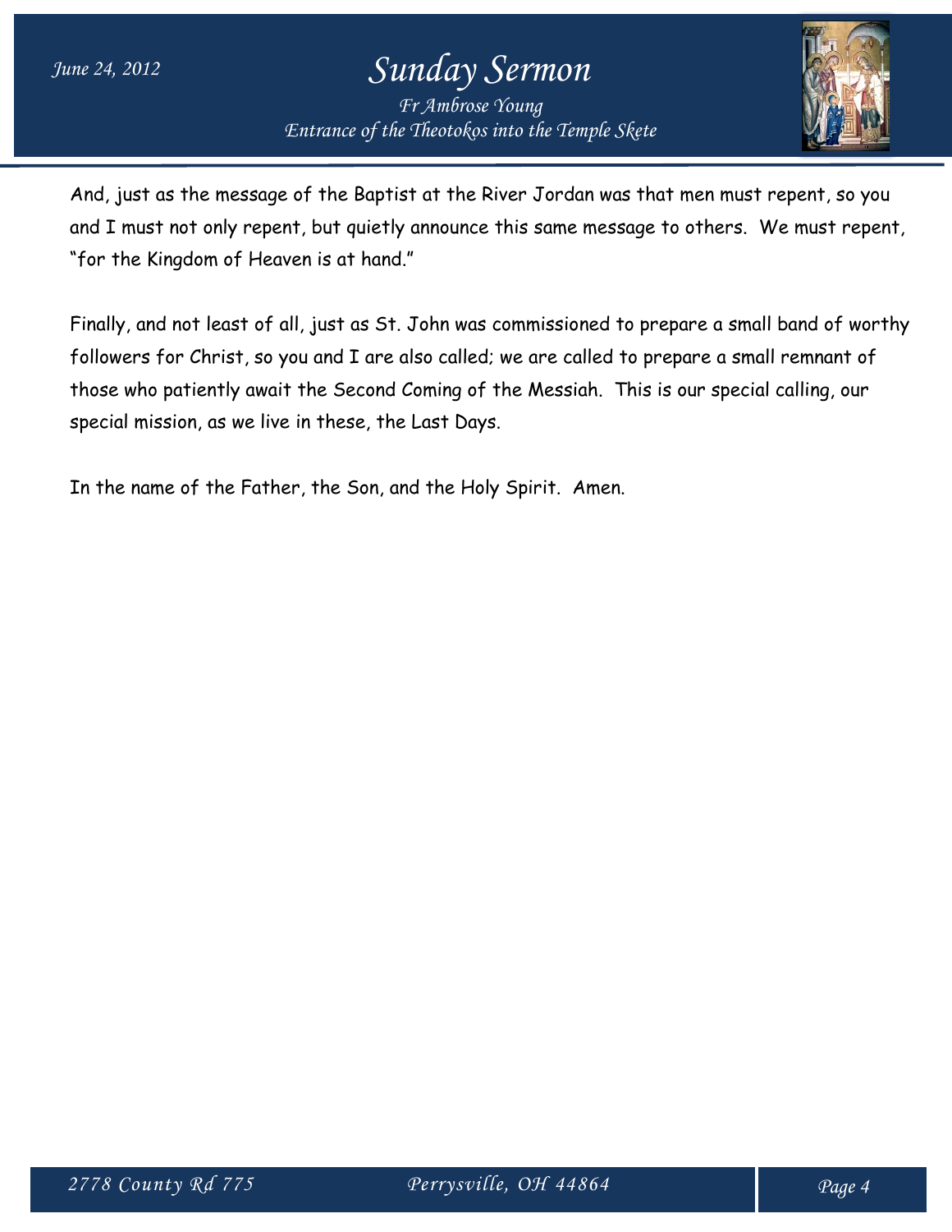And, just as the message of the Baptist at the River Jordan was that men must repent, so you and I must not only repent, but quietly announce this same message to others. We must repent, "for the Kingdom of Heaven is at hand."

Finally, and not least of all, just as St. John was commissioned to prepare a small band of worthy followers for Christ, so you and I are also called; we are called to prepare a small remnant of those who patiently await the Second Coming of the Messiah. This is our special calling, our special mission, as we live in these, the Last Days.

In the name of the Father, the Son, and the Holy Spirit. Amen.